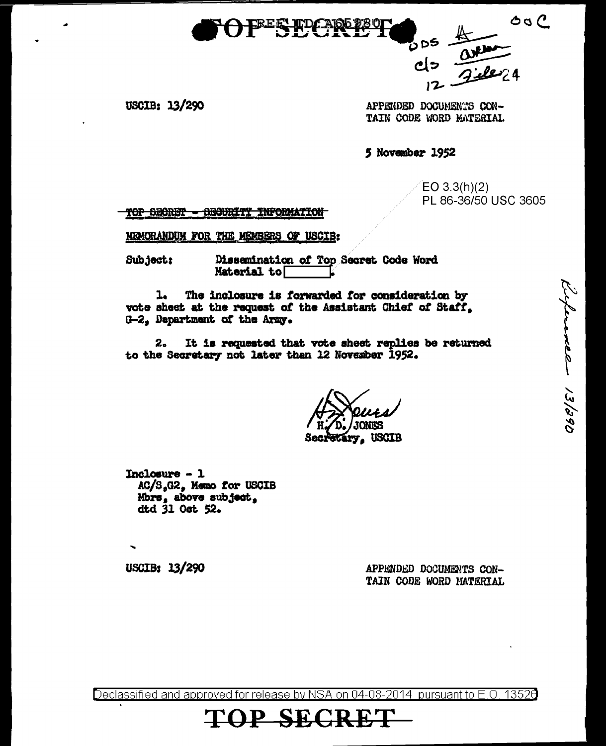TOP SECRET

USCIB: 13/290

APPENDED DOCUMENTS CONTAIN CODE WORD MATERIAL

5 November 1952

EO 3.3(h)(2)
PL 86-36/50 USC 3605

~~TOP SECRET - SECURITY INFORMATION~~

MEMORANDUM FOR THE MEMBERS OF USCIB:

Subject: Dissemination of Top Secret Code Word Material to [ ].

1. The inclosure is forwarded for consideration by vote sheet at the request of the Assistant Chief of Staff, G-2, Department of the Army.

2. It is requested that vote sheet replies be returned to the Secretary not later than 12 November 1952.

H. D. JONES
Secretary, USCIB

Inclosure - 1
AC/S,G2, Memo for USCIB Mbrs, above subject, dtd 31 Oct 52.

USCIB: 13/290

APPENDED DOCUMENTS CONTAIN CODE WORD MATERIAL

Declassified and approved for release by NSA on 04-08-2014 pursuant to E.O. 13526

TOP SECRET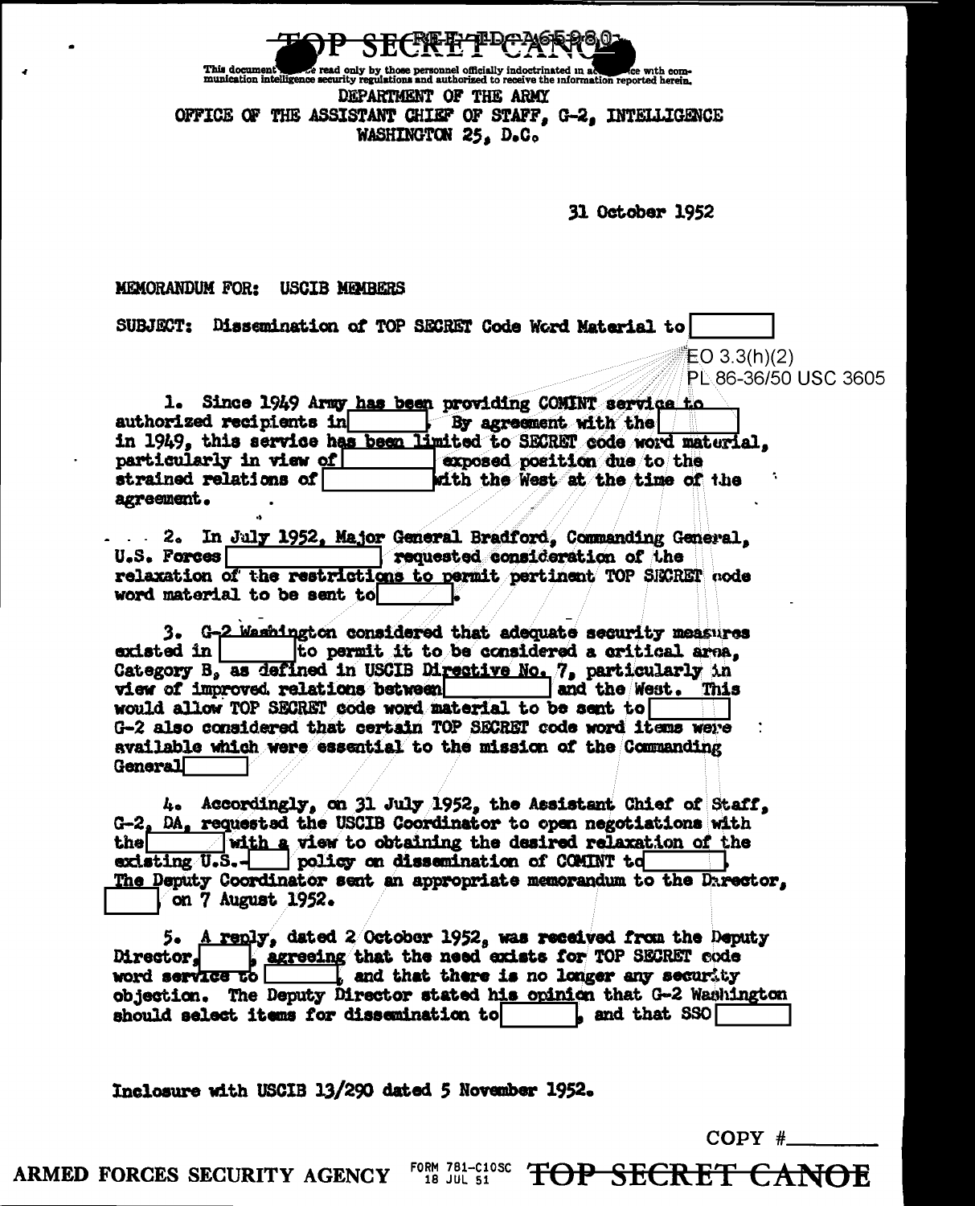TOP SECRET CANOE

This document must be read only by those personnel officially indoctrinated in accordance with communication intelligence security regulations and authorized to receive the information reported herein.

DEPARTMENT OF THE ARMY
OFFICE OF THE ASSISTANT CHIEF OF STAFF, G-2, INTELLIGENCE
WASHINGTON 25, D.C.

31 October 1952

MEMORANDUM FOR: USCIB MEMBERS

SUBJECT: Dissemination of TOP SECRET Code Word Material to [ ]

EO 3.3(h)(2)
PL 86-36/50 USC 3605

1. Since 1949 Army has been providing COMINT service to authorized recipients in [ ]. By agreement with the [ ] in 1949, this service has been limited to SECRET code word material, particularly in view of [ ] exposed position due to the strained relations of [ ] with the West at the time of the agreement.

2. In July 1952, Major General Bradford, Commanding General, U.S. Forces [ ] requested consideration of the relaxation of the restrictions to permit pertinent TOP SECRET code word material to be sent to [ ].

3. G-2 Washington considered that adequate security measures existed in [ ] to permit it to be considered a critical area, Category B, as defined in USCIB Directive No. 7, particularly in view of improved relations between [ ] and the West. This would allow TOP SECRET code word material to be sent to [ ]. G-2 also considered that certain TOP SECRET code word items were available which were essential to the mission of the Commanding General [ ].

4. Accordingly, on 31 July 1952, the Assistant Chief of Staff, G-2, DA, requested the USCIB Coordinator to open negotiations with the [ ] with a view to obtaining the desired relaxation of the existing U.S.-[ ] policy on dissemination of COMINT to [ ]. The Deputy Coordinator sent an appropriate memorandum to the Director, [ ], on 7 August 1952.

5. A reply, dated 2 October 1952, was received from the Deputy Director, [ ], agreeing that the need exists for TOP SECRET code word service to [ ], and that there is no longer any security objection. The Deputy Director stated his opinion that G-2 Washington should select items for dissemination to [ ], and that SSO [ ]

Inclosure with USCIB 13/290 dated 5 November 1952.

COPY #\_\_\_\_\_\_\_\_

ARMED FORCES SECURITY AGENCY FORM 781-C10SC 18 JUL 51 TOP SECRET CANOE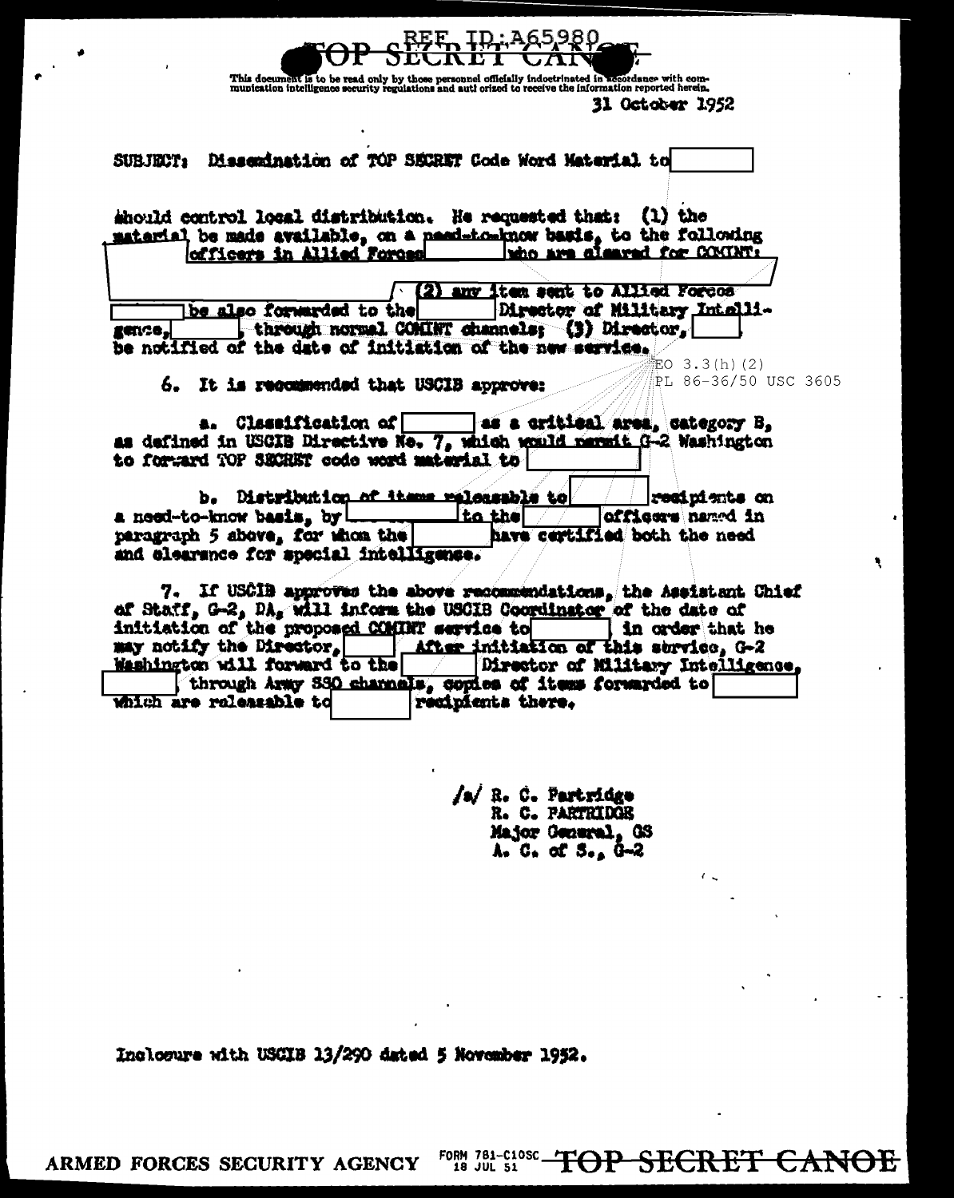REF ID:A65980

TOP SECRET CANOE

This document is to be read only by those personnel officially indoctrinated in accordance with communication intelligence security regulations and authorized to receive the information reported herein.

31 October 1952

SUBJECT: Dissemination of TOP SECRET Code Word Material to [redacted]

should control local distribution. He requested that: (1) the material be made available, on a need-to-know basis, to the following officers in Allied Forces [redacted] who are cleared for COMINT: [redacted] (2) any item sent to Allied Forces [redacted] be also forwarded to the [redacted] Director of Military Intelligence, [redacted], through normal COMINT channels; (3) Director, [redacted], be notified of the date of initiation of the new service.

EO 3.3(h)(2)
PL 86-36/50 USC 3605

6. It is recommended that USCIB approve:

a. Classification of [redacted] as a critical area, category B, as defined in USCIB Directive No. 7, which would permit G-2 Washington to forward TOP SECRET code word material to [redacted]

b. Distribution of items releasable to [redacted] recipients on a need-to-know basis, by [redacted] to the [redacted] officers named in paragraph 5 above, for whom the [redacted] have certified both the need and clearance for special intelligence.

7. If USCIB approves the above recommendations, the Assistant Chief of Staff, G-2, DA, will inform the USCIB Coordinator of the date of initiation of the proposed COMINT service to [redacted], in order that he may notify the Director, [redacted]. After initiation of this service, G-2 Washington will forward to the [redacted] Director of Military Intelligence, [redacted], through Army SSO channels, copies of items forwarded to [redacted] which are releasable to [redacted] recipients there.

/s/ R. C. Partridge
R. C. PARTRIDGE
Major General, GS
A. C. of S., G-2

Inclosure with USCIB 13/290 dated 5 November 1952.

ARMED FORCES SECURITY AGENCY FORM 781-C10SC 18 JUL 51 TOP SECRET CANOE